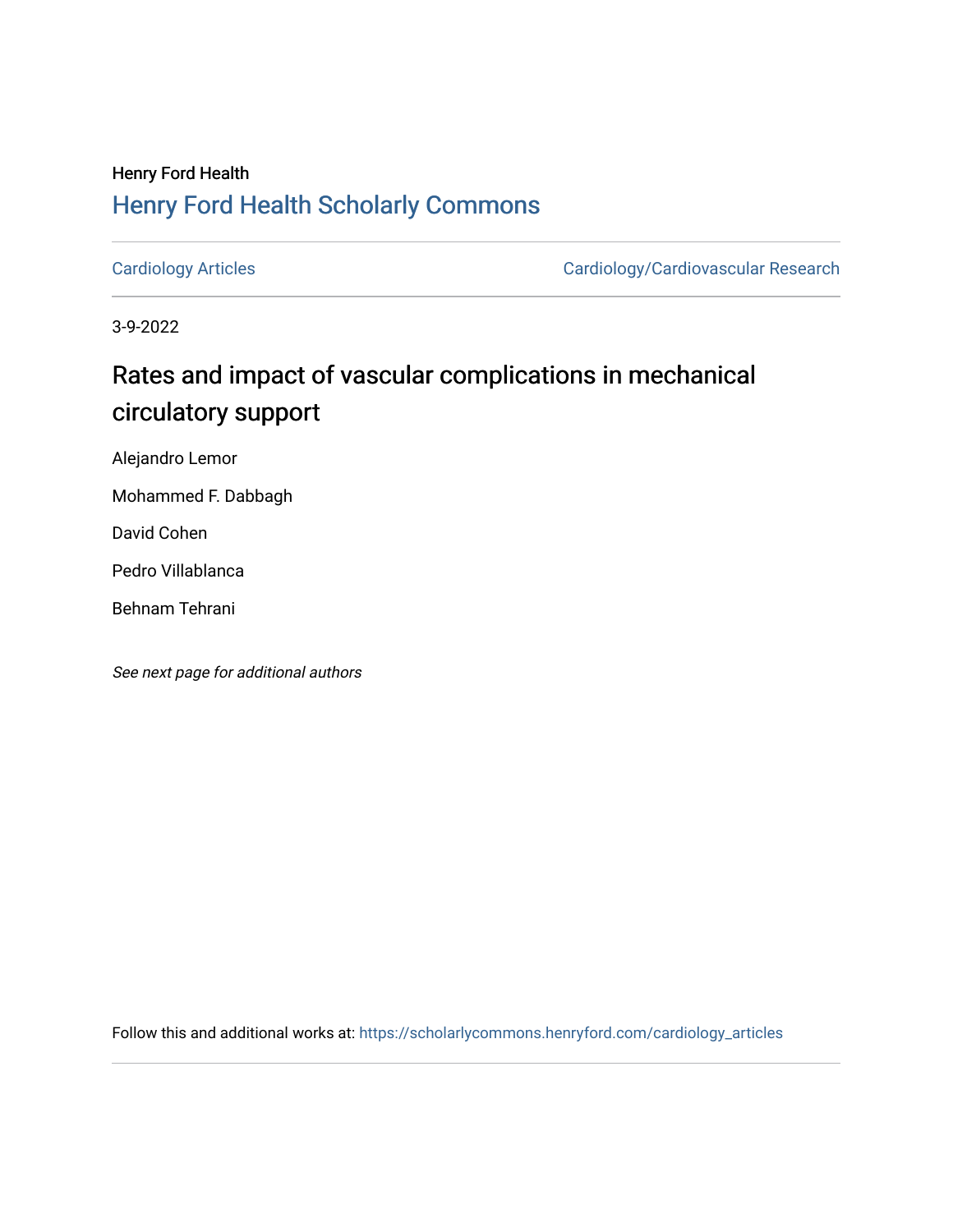Henry Ford Health

## Henry Ford Health Scholarly Commons

Cardiology Articles

Cardiology/Cardiovascular Research

3-9-2022

# Rates and impact of vascular complications in mechanical circulatory support

Alejandro Lemor

Mohammed F. Dabbagh

David Cohen

Pedro Villablanca

Behnam Tehrani

*See next page for additional authors*

Follow this and additional works at: https://scholarlycommons.henryford.com/cardiology_articles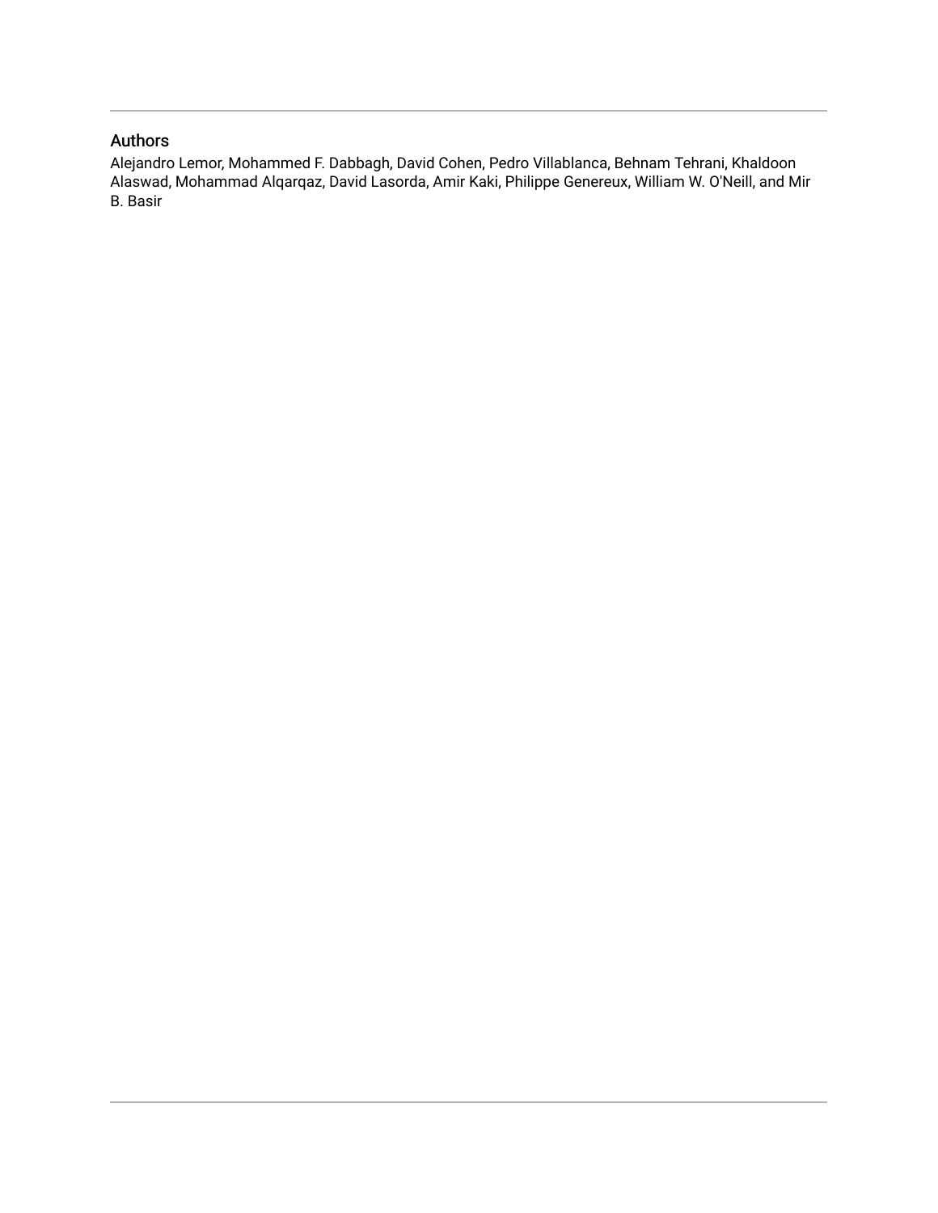## Authors

Alejandro Lemor, Mohammed F. Dabbagh, David Cohen, Pedro Villablanca, Behnam Tehrani, Khaldoon Alaswad, Mohammad Alqarqaz, David Lasorda, Amir Kaki, Philippe Genereux, William W. O'Neill, and Mir B. Basir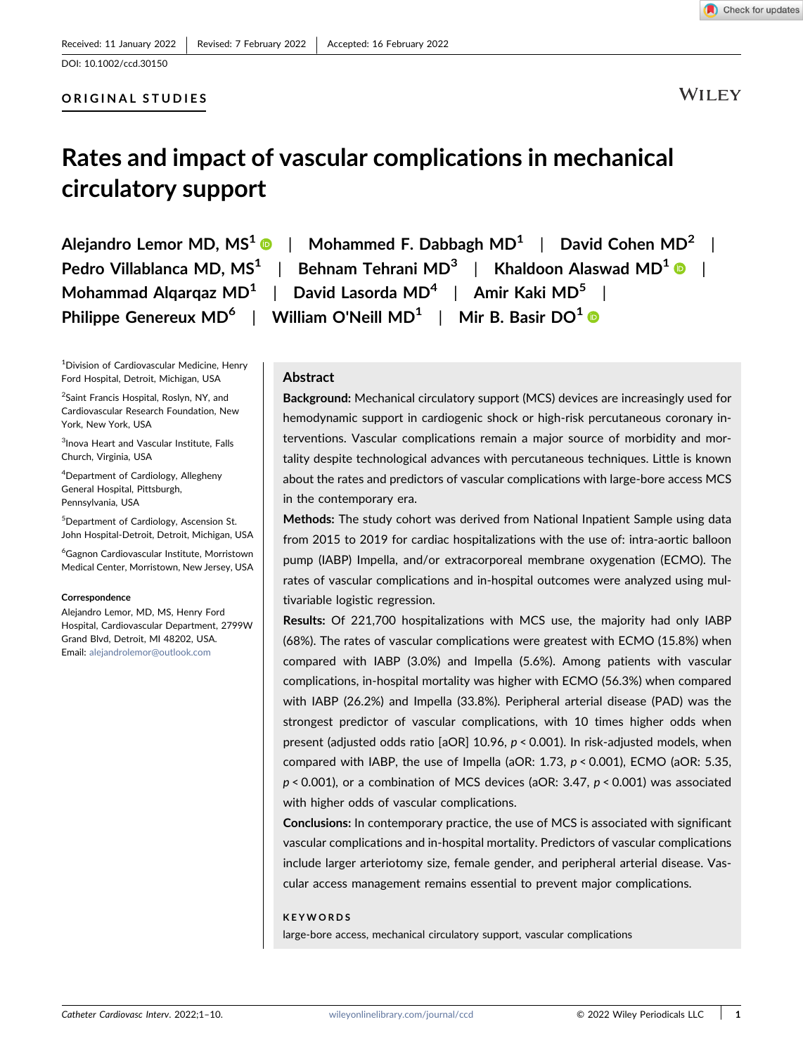Received: 11 January 2022 | Revised: 7 February 2022 | Accepted: 16 February 2022

DOI: 10.1002/ccd.30150

ORIGINAL STUDIES

# Rates and impact of vascular complications in mechanical circulatory support

Alejandro Lemor MD, MS[1] | Mohammed F. Dabbagh MD[1] | David Cohen MD[2] | Pedro Villablanca MD, MS[1] | Behnam Tehrani MD[3] | Khaldoon Alaswad MD[1] | Mohammad Alqarqaz MD[1] | David Lasorda MD[4] | Amir Kaki MD[5] | Philippe Genereux MD[6] | William O'Neill MD[1] | Mir B. Basir DO[1]

[1]Division of Cardiovascular Medicine, Henry Ford Hospital, Detroit, Michigan, USA

[2]Saint Francis Hospital, Roslyn, NY, and Cardiovascular Research Foundation, New York, New York, USA

[3]Inova Heart and Vascular Institute, Falls Church, Virginia, USA

[4]Department of Cardiology, Allegheny General Hospital, Pittsburgh, Pennsylvania, USA

[5]Department of Cardiology, Ascension St. John Hospital-Detroit, Detroit, Michigan, USA

[6]Gagnon Cardiovascular Institute, Morristown Medical Center, Morristown, New Jersey, USA

**Correspondence**

Alejandro Lemor, MD, MS, Henry Ford Hospital, Cardiovascular Department, 2799W Grand Blvd, Detroit, MI 48202, USA.
Email: alejandrolemor@outlook.com

## Abstract

**Background:** Mechanical circulatory support (MCS) devices are increasingly used for hemodynamic support in cardiogenic shock or high-risk percutaneous coronary interventions. Vascular complications remain a major source of morbidity and mortality despite technological advances with percutaneous techniques. Little is known about the rates and predictors of vascular complications with large-bore access MCS in the contemporary era.

**Methods:** The study cohort was derived from National Inpatient Sample using data from 2015 to 2019 for cardiac hospitalizations with the use of: intra-aortic balloon pump (IABP) Impella, and/or extracorporeal membrane oxygenation (ECMO). The rates of vascular complications and in-hospital outcomes were analyzed using multivariable logistic regression.

**Results:** Of 221,700 hospitalizations with MCS use, the majority had only IABP (68%). The rates of vascular complications were greatest with ECMO (15.8%) when compared with IABP (3.0%) and Impella (5.6%). Among patients with vascular complications, in-hospital mortality was higher with ECMO (56.3%) when compared with IABP (26.2%) and Impella (33.8%). Peripheral arterial disease (PAD) was the strongest predictor of vascular complications, with 10 times higher odds when present (adjusted odds ratio [aOR] 10.96, $p < 0.001$). In risk-adjusted models, when compared with IABP, the use of Impella (aOR: 1.73, $p < 0.001$), ECMO (aOR: 5.35, $p < 0.001$), or a combination of MCS devices (aOR: 3.47, $p < 0.001$) was associated with higher odds of vascular complications.

**Conclusions:** In contemporary practice, the use of MCS is associated with significant vascular complications and in-hospital mortality. Predictors of vascular complications include larger arteriotomy size, female gender, and peripheral arterial disease. Vascular access management remains essential to prevent major complications.

**KEYWORDS**

large-bore access, mechanical circulatory support, vascular complications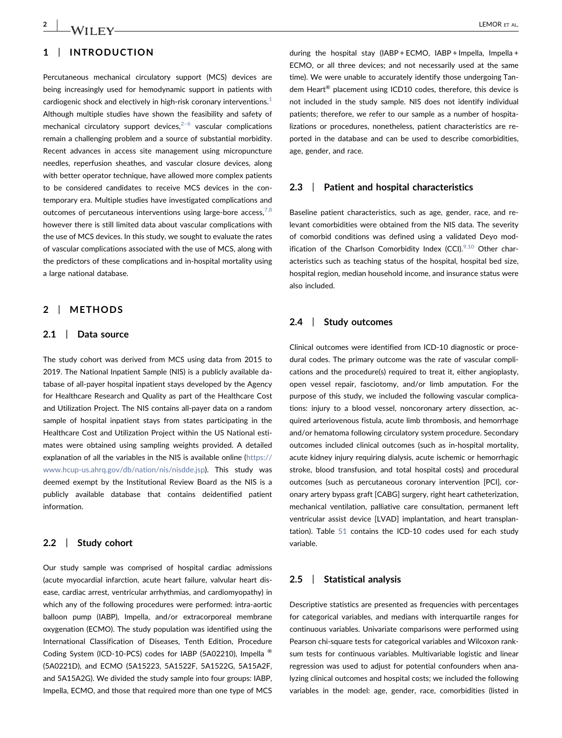## 1 | INTRODUCTION

Percutaneous mechanical circulatory support (MCS) devices are being increasingly used for hemodynamic support in patients with cardiogenic shock and electively in high-risk coronary interventions.[1] Although multiple studies have shown the feasibility and safety of mechanical circulatory support devices,[2–6] vascular complications remain a challenging problem and a source of substantial morbidity. Recent advances in access site management using micropuncture needles, reperfusion sheathes, and vascular closure devices, along with better operator technique, have allowed more complex patients to be considered candidates to receive MCS devices in the contemporary era. Multiple studies have investigated complications and outcomes of percutaneous interventions using large-bore access,[7,8] however there is still limited data about vascular complications with the use of MCS devices. In this study, we sought to evaluate the rates of vascular complications associated with the use of MCS, along with the predictors of these complications and in-hospital mortality using a large national database.

## 2 | METHODS

### 2.1 | Data source

The study cohort was derived from MCS using data from 2015 to 2019. The National Inpatient Sample (NIS) is a publicly available database of all-payer hospital inpatient stays developed by the Agency for Healthcare Research and Quality as part of the Healthcare Cost and Utilization Project. The NIS contains all-payer data on a random sample of hospital inpatient stays from states participating in the Healthcare Cost and Utilization Project within the US National estimates were obtained using sampling weights provided. A detailed explanation of all the variables in the NIS is available online (https://www.hcup-us.ahrq.gov/db/nation/nis/nisdde.jsp). This study was deemed exempt by the Institutional Review Board as the NIS is a publicly available database that contains deidentified patient information.

### 2.2 | Study cohort

Our study sample was comprised of hospital cardiac admissions (acute myocardial infarction, acute heart failure, valvular heart disease, cardiac arrest, ventricular arrhythmias, and cardiomyopathy) in which any of the following procedures were performed: intra-aortic balloon pump (IABP), Impella, and/or extracorporeal membrane oxygenation (ECMO). The study population was identified using the International Classification of Diseases, Tenth Edition, Procedure Coding System (ICD-10-PCS) codes for IABP (5A02210), Impella ® (5A0221D), and ECMO (5A15223, 5A1522F, 5A1522G, 5A15A2F, and 5A15A2G). We divided the study sample into four groups: IABP, Impella, ECMO, and those that required more than one type of MCS during the hospital stay (IABP + ECMO, IABP + Impella, Impella + ECMO, or all three devices; and not necessarily used at the same time). We were unable to accurately identify those undergoing Tandem Heart® placement using ICD10 codes, therefore, this device is not included in the study sample. NIS does not identify individual patients; therefore, we refer to our sample as a number of hospitalizations or procedures, nonetheless, patient characteristics are reported in the database and can be used to describe comorbidities, age, gender, and race.

### 2.3 | Patient and hospital characteristics

Baseline patient characteristics, such as age, gender, race, and relevant comorbidities were obtained from the NIS data. The severity of comorbid conditions was defined using a validated Deyo modification of the Charlson Comorbidity Index (CCI).[9,10] Other characteristics such as teaching status of the hospital, hospital bed size, hospital region, median household income, and insurance status were also included.

### 2.4 | Study outcomes

Clinical outcomes were identified from ICD-10 diagnostic or procedural codes. The primary outcome was the rate of vascular complications and the procedure(s) required to treat it, either angioplasty, open vessel repair, fasciotomy, and/or limb amputation. For the purpose of this study, we included the following vascular complications: injury to a blood vessel, noncoronary artery dissection, acquired arteriovenous fistula, acute limb thrombosis, and hemorrhage and/or hematoma following circulatory system procedure. Secondary outcomes included clinical outcomes (such as in-hospital mortality, acute kidney injury requiring dialysis, acute ischemic or hemorrhagic stroke, blood transfusion, and total hospital costs) and procedural outcomes (such as percutaneous coronary intervention [PCI], coronary artery bypass graft [CABG] surgery, right heart catheterization, mechanical ventilation, palliative care consultation, permanent left ventricular assist device [LVAD] implantation, and heart transplantation). Table S1 contains the ICD-10 codes used for each study variable.

### 2.5 | Statistical analysis

Descriptive statistics are presented as frequencies with percentages for categorical variables, and medians with interquartile ranges for continuous variables. Univariate comparisons were performed using Pearson chi-square tests for categorical variables and Wilcoxon rank-sum tests for continuous variables. Multivariable logistic and linear regression was used to adjust for potential confounders when analyzing clinical outcomes and hospital costs; we included the following variables in the model: age, gender, race, comorbidities (listed in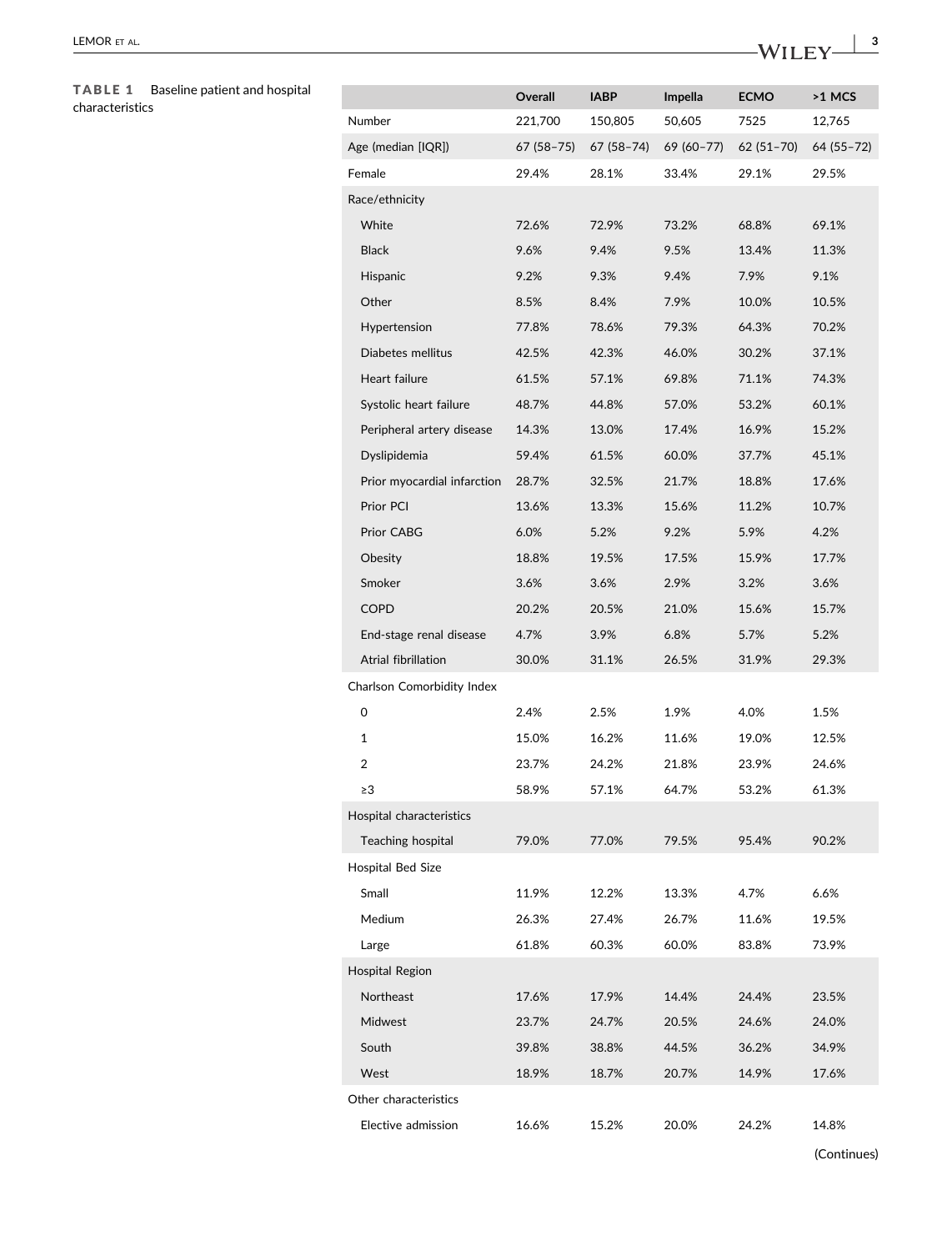**TABLE 1** Baseline patient and hospital characteristics

| | Overall | IABP | Impella | ECMO | >1 MCS |
|---|---|---|---|---|---|
| Number | 221,700 | 150,805 | 50,605 | 7525 | 12,765 |
| Age (median [IQR]) | 67 (58–75) | 67 (58–74) | 69 (60–77) | 62 (51–70) | 64 (55–72) |
| Female | 29.4% | 28.1% | 33.4% | 29.1% | 29.5% |
| Race/ethnicity | | | | | |
| White | 72.6% | 72.9% | 73.2% | 68.8% | 69.1% |
| Black | 9.6% | 9.4% | 9.5% | 13.4% | 11.3% |
| Hispanic | 9.2% | 9.3% | 9.4% | 7.9% | 9.1% |
| Other | 8.5% | 8.4% | 7.9% | 10.0% | 10.5% |
| Hypertension | 77.8% | 78.6% | 79.3% | 64.3% | 70.2% |
| Diabetes mellitus | 42.5% | 42.3% | 46.0% | 30.2% | 37.1% |
| Heart failure | 61.5% | 57.1% | 69.8% | 71.1% | 74.3% |
| Systolic heart failure | 48.7% | 44.8% | 57.0% | 53.2% | 60.1% |
| Peripheral artery disease | 14.3% | 13.0% | 17.4% | 16.9% | 15.2% |
| Dyslipidemia | 59.4% | 61.5% | 60.0% | 37.7% | 45.1% |
| Prior myocardial infarction | 28.7% | 32.5% | 21.7% | 18.8% | 17.6% |
| Prior PCI | 13.6% | 13.3% | 15.6% | 11.2% | 10.7% |
| Prior CABG | 6.0% | 5.2% | 9.2% | 5.9% | 4.2% |
| Obesity | 18.8% | 19.5% | 17.5% | 15.9% | 17.7% |
| Smoker | 3.6% | 3.6% | 2.9% | 3.2% | 3.6% |
| COPD | 20.2% | 20.5% | 21.0% | 15.6% | 15.7% |
| End-stage renal disease | 4.7% | 3.9% | 6.8% | 5.7% | 5.2% |
| Atrial fibrillation | 30.0% | 31.1% | 26.5% | 31.9% | 29.3% |
| Charlson Comorbidity Index | | | | | |
| 0 | 2.4% | 2.5% | 1.9% | 4.0% | 1.5% |
| 1 | 15.0% | 16.2% | 11.6% | 19.0% | 12.5% |
| 2 | 23.7% | 24.2% | 21.8% | 23.9% | 24.6% |
| ≥3 | 58.9% | 57.1% | 64.7% | 53.2% | 61.3% |
| Hospital characteristics | | | | | |
| Teaching hospital | 79.0% | 77.0% | 79.5% | 95.4% | 90.2% |
| Hospital Bed Size | | | | | |
| Small | 11.9% | 12.2% | 13.3% | 4.7% | 6.6% |
| Medium | 26.3% | 27.4% | 26.7% | 11.6% | 19.5% |
| Large | 61.8% | 60.3% | 60.0% | 83.8% | 73.9% |
| Hospital Region | | | | | |
| Northeast | 17.6% | 17.9% | 14.4% | 24.4% | 23.5% |
| Midwest | 23.7% | 24.7% | 20.5% | 24.6% | 24.0% |
| South | 39.8% | 38.8% | 44.5% | 36.2% | 34.9% |
| West | 18.9% | 18.7% | 20.7% | 14.9% | 17.6% |
| Other characteristics | | | | | |
| Elective admission | 16.6% | 15.2% | 20.0% | 24.2% | 14.8% |

(Continues)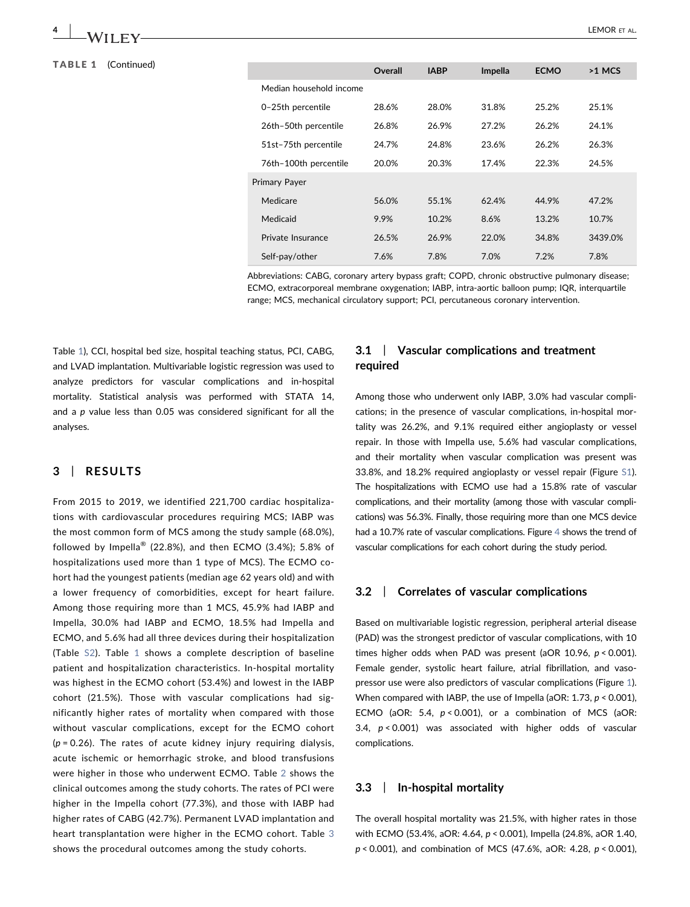**TABLE 1** (Continued)

| | Overall | IABP | Impella | ECMO | >1 MCS |
|---|---|---|---|---|---|
| Median household income | | | | | |
| 0–25th percentile | 28.6% | 28.0% | 31.8% | 25.2% | 25.1% |
| 26th–50th percentile | 26.8% | 26.9% | 27.2% | 26.2% | 24.1% |
| 51st–75th percentile | 24.7% | 24.8% | 23.6% | 26.2% | 26.3% |
| 76th–100th percentile | 20.0% | 20.3% | 17.4% | 22.3% | 24.5% |
| Primary Payer | | | | | |
| Medicare | 56.0% | 55.1% | 62.4% | 44.9% | 47.2% |
| Medicaid | 9.9% | 10.2% | 8.6% | 13.2% | 10.7% |
| Private Insurance | 26.5% | 26.9% | 22.0% | 34.8% | 3439.0% |
| Self-pay/other | 7.6% | 7.8% | 7.0% | 7.2% | 7.8% |

Abbreviations: CABG, coronary artery bypass graft; COPD, chronic obstructive pulmonary disease; ECMO, extracorporeal membrane oxygenation; IABP, intra-aortic balloon pump; IQR, interquartile range; MCS, mechanical circulatory support; PCI, percutaneous coronary intervention.

Table 1), CCI, hospital bed size, hospital teaching status, PCI, CABG, and LVAD implantation. Multivariable logistic regression was used to analyze predictors for vascular complications and in-hospital mortality. Statistical analysis was performed with STATA 14, and a $p$ value less than 0.05 was considered significant for all the analyses.

## 3 | RESULTS

From 2015 to 2019, we identified 221,700 cardiac hospitalizations with cardiovascular procedures requiring MCS; IABP was the most common form of MCS among the study sample (68.0%), followed by Impella® (22.8%), and then ECMO (3.4%); 5.8% of hospitalizations used more than 1 type of MCS). The ECMO cohort had the youngest patients (median age 62 years old) and with a lower frequency of comorbidities, except for heart failure. Among those requiring more than 1 MCS, 45.9% had IABP and Impella, 30.0% had IABP and ECMO, 18.5% had Impella and ECMO, and 5.6% had all three devices during their hospitalization (Table S2). Table 1 shows a complete description of baseline patient and hospitalization characteristics. In-hospital mortality was highest in the ECMO cohort (53.4%) and lowest in the IABP cohort (21.5%). Those with vascular complications had significantly higher rates of mortality when compared with those without vascular complications, except for the ECMO cohort ($p = 0.26$). The rates of acute kidney injury requiring dialysis, acute ischemic or hemorrhagic stroke, and blood transfusions were higher in those who underwent ECMO. Table 2 shows the clinical outcomes among the study cohorts. The rates of PCI were higher in the Impella cohort (77.3%), and those with IABP had higher rates of CABG (42.7%). Permanent LVAD implantation and heart transplantation were higher in the ECMO cohort. Table 3 shows the procedural outcomes among the study cohorts.

### 3.1 | Vascular complications and treatment required

Among those who underwent only IABP, 3.0% had vascular complications; in the presence of vascular complications, in-hospital mortality was 26.2%, and 9.1% required either angioplasty or vessel repair. In those with Impella use, 5.6% had vascular complications, and their mortality when vascular complication was present was 33.8%, and 18.2% required angioplasty or vessel repair (Figure S1). The hospitalizations with ECMO use had a 15.8% rate of vascular complications, and their mortality (among those with vascular complications) was 56.3%. Finally, those requiring more than one MCS device had a 10.7% rate of vascular complications. Figure 4 shows the trend of vascular complications for each cohort during the study period.

### 3.2 | Correlates of vascular complications

Based on multivariable logistic regression, peripheral arterial disease (PAD) was the strongest predictor of vascular complications, with 10 times higher odds when PAD was present (aOR 10.96, $p < 0.001$). Female gender, systolic heart failure, atrial fibrillation, and vasopressor use were also predictors of vascular complications (Figure 1). When compared with IABP, the use of Impella (aOR: 1.73, $p < 0.001$), ECMO (aOR: 5.4, $p < 0.001$), or a combination of MCS (aOR: 3.4, $p < 0.001$) was associated with higher odds of vascular complications.

### 3.3 | In-hospital mortality

The overall hospital mortality was 21.5%, with higher rates in those with ECMO (53.4%, aOR: 4.64, $p < 0.001$), Impella (24.8%, aOR 1.40, $p < 0.001$), and combination of MCS (47.6%, aOR: 4.28, $p < 0.001$),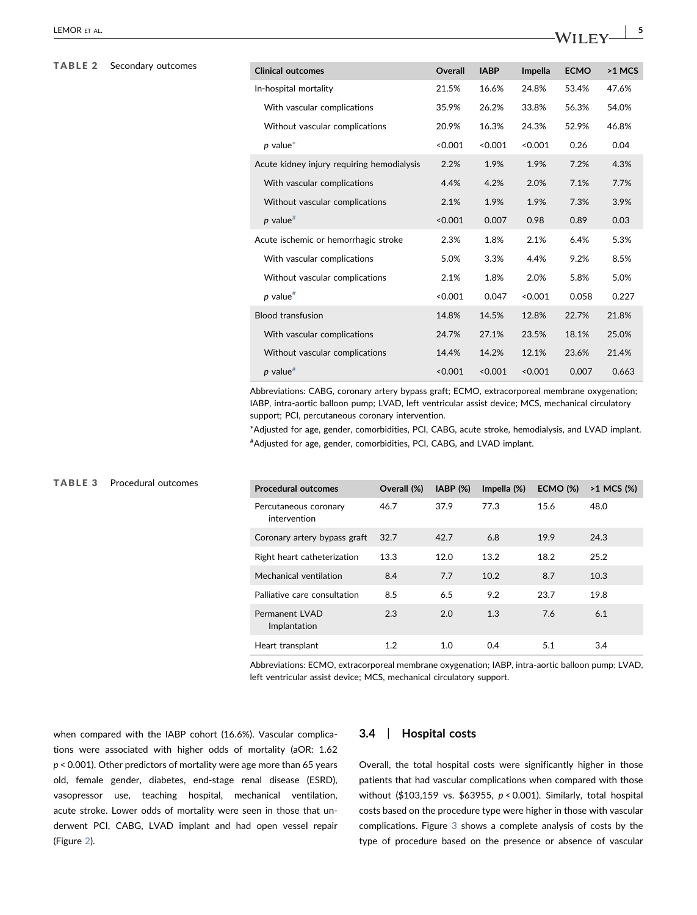**TABLE 2** Secondary outcomes

| Clinical outcomes | Overall | IABP | Impella | ECMO | >1 MCS |
|---|---|---|---|---|---|
| In-hospital mortality | 21.5% | 16.6% | 24.8% | 53.4% | 47.6% |
| With vascular complications | 35.9% | 26.2% | 33.8% | 56.3% | 54.0% |
| Without vascular complications | 20.9% | 16.3% | 24.3% | 52.9% | 46.8% |
| *p* value* | <0.001 | <0.001 | <0.001 | 0.26 | 0.04 |
| Acute kidney injury requiring hemodialysis | 2.2% | 1.9% | 1.9% | 7.2% | 4.3% |
| With vascular complications | 4.4% | 4.2% | 2.0% | 7.1% | 7.7% |
| Without vascular complications | 2.1% | 1.9% | 1.9% | 7.3% | 3.9% |
| *p* value# | <0.001 | 0.007 | 0.98 | 0.89 | 0.03 |
| Acute ischemic or hemorrhagic stroke | 2.3% | 1.8% | 2.1% | 6.4% | 5.3% |
| With vascular complications | 5.0% | 3.3% | 4.4% | 9.2% | 8.5% |
| Without vascular complications | 2.1% | 1.8% | 2.0% | 5.8% | 5.0% |
| *p* value# | <0.001 | 0.047 | <0.001 | 0.058 | 0.227 |
| Blood transfusion | 14.8% | 14.5% | 12.8% | 22.7% | 21.8% |
| With vascular complications | 24.7% | 27.1% | 23.5% | 18.1% | 25.0% |
| Without vascular complications | 14.4% | 14.2% | 12.1% | 23.6% | 21.4% |
| *p* value# | <0.001 | <0.001 | <0.001 | 0.007 | 0.663 |

Abbreviations: CABG, coronary artery bypass graft; ECMO, extracorporeal membrane oxygenation; IABP, intra-aortic balloon pump; LVAD, left ventricular assist device; MCS, mechanical circulatory support; PCI, percutaneous coronary intervention.

*Adjusted for age, gender, comorbidities, PCI, CABG, acute stroke, hemodialysis, and LVAD implant.

#Adjusted for age, gender, comorbidities, PCI, CABG, and LVAD implant.

**TABLE 3** Procedural outcomes

| Procedural outcomes | Overall (%) | IABP (%) | Impella (%) | ECMO (%) | >1 MCS (%) |
|---|---|---|---|---|---|
| Percutaneous coronary intervention | 46.7 | 37.9 | 77.3 | 15.6 | 48.0 |
| Coronary artery bypass graft | 32.7 | 42.7 | 6.8 | 19.9 | 24.3 |
| Right heart catheterization | 13.3 | 12.0 | 13.2 | 18.2 | 25.2 |
| Mechanical ventilation | 8.4 | 7.7 | 10.2 | 8.7 | 10.3 |
| Palliative care consultation | 8.5 | 6.5 | 9.2 | 23.7 | 19.8 |
| Permanent LVAD Implantation | 2.3 | 2.0 | 1.3 | 7.6 | 6.1 |
| Heart transplant | 1.2 | 1.0 | 0.4 | 5.1 | 3.4 |

Abbreviations: ECMO, extracorporeal membrane oxygenation; IABP, intra-aortic balloon pump; LVAD, left ventricular assist device; MCS, mechanical circulatory support.

when compared with the IABP cohort (16.6%). Vascular complications were associated with higher odds of mortality (aOR: 1.62 $p < 0.001$). Other predictors of mortality were age more than 65 years old, female gender, diabetes, end-stage renal disease (ESRD), vasopressor use, teaching hospital, mechanical ventilation, acute stroke. Lower odds of mortality were seen in those that underwent PCI, CABG, LVAD implant and had open vessel repair (Figure 2).

### 3.4 | Hospital costs

Overall, the total hospital costs were significantly higher in those patients that had vascular complications when compared with those without ($103,159 vs. $63955, $p < 0.001$). Similarly, total hospital costs based on the procedure type were higher in those with vascular complications. Figure 3 shows a complete analysis of costs by the type of procedure based on the presence or absence of vascular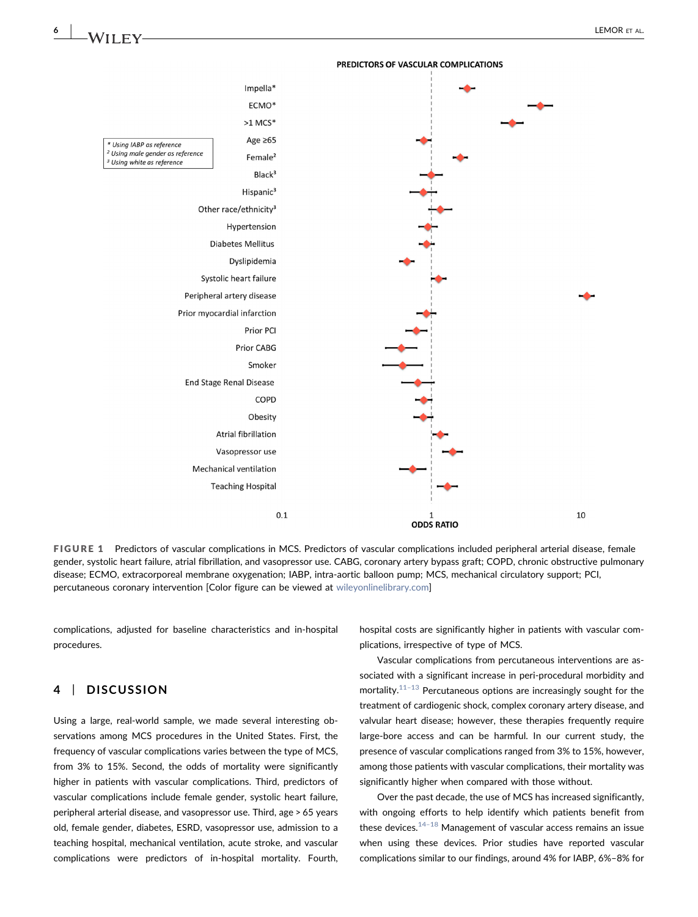FIGURE 1 Predictors of vascular complications in MCS. Predictors of vascular complications included peripheral arterial disease, female gender, systolic heart failure, atrial fibrillation, and vasopressor use. CABG, coronary artery bypass graft; COPD, chronic obstructive pulmonary disease; ECMO, extracorporeal membrane oxygenation; IABP, intra-aortic balloon pump; MCS, mechanical circulatory support; PCI, percutaneous coronary intervention [Color figure can be viewed at wileyonlinelibrary.com]

complications, adjusted for baseline characteristics and in-hospital procedures.

## 4 | DISCUSSION

Using a large, real-world sample, we made several interesting observations among MCS procedures in the United States. First, the frequency of vascular complications varies between the type of MCS, from 3% to 15%. Second, the odds of mortality were significantly higher in patients with vascular complications. Third, predictors of vascular complications include female gender, systolic heart failure, peripheral arterial disease, and vasopressor use. Third, age > 65 years old, female gender, diabetes, ESRD, vasopressor use, admission to a teaching hospital, mechanical ventilation, acute stroke, and vascular complications were predictors of in-hospital mortality. Fourth, hospital costs are significantly higher in patients with vascular complications, irrespective of type of MCS.

Vascular complications from percutaneous interventions are associated with a significant increase in peri-procedural morbidity and mortality.[11–13] Percutaneous options are increasingly sought for the treatment of cardiogenic shock, complex coronary artery disease, and valvular heart disease; however, these therapies frequently require large-bore access and can be harmful. In our current study, the presence of vascular complications ranged from 3% to 15%, however, among those patients with vascular complications, their mortality was significantly higher when compared with those without.

Over the past decade, the use of MCS has increased significantly, with ongoing efforts to help identify which patients benefit from these devices.[14–18] Management of vascular access remains an issue when using these devices. Prior studies have reported vascular complications similar to our findings, around 4% for IABP, 6%–8% for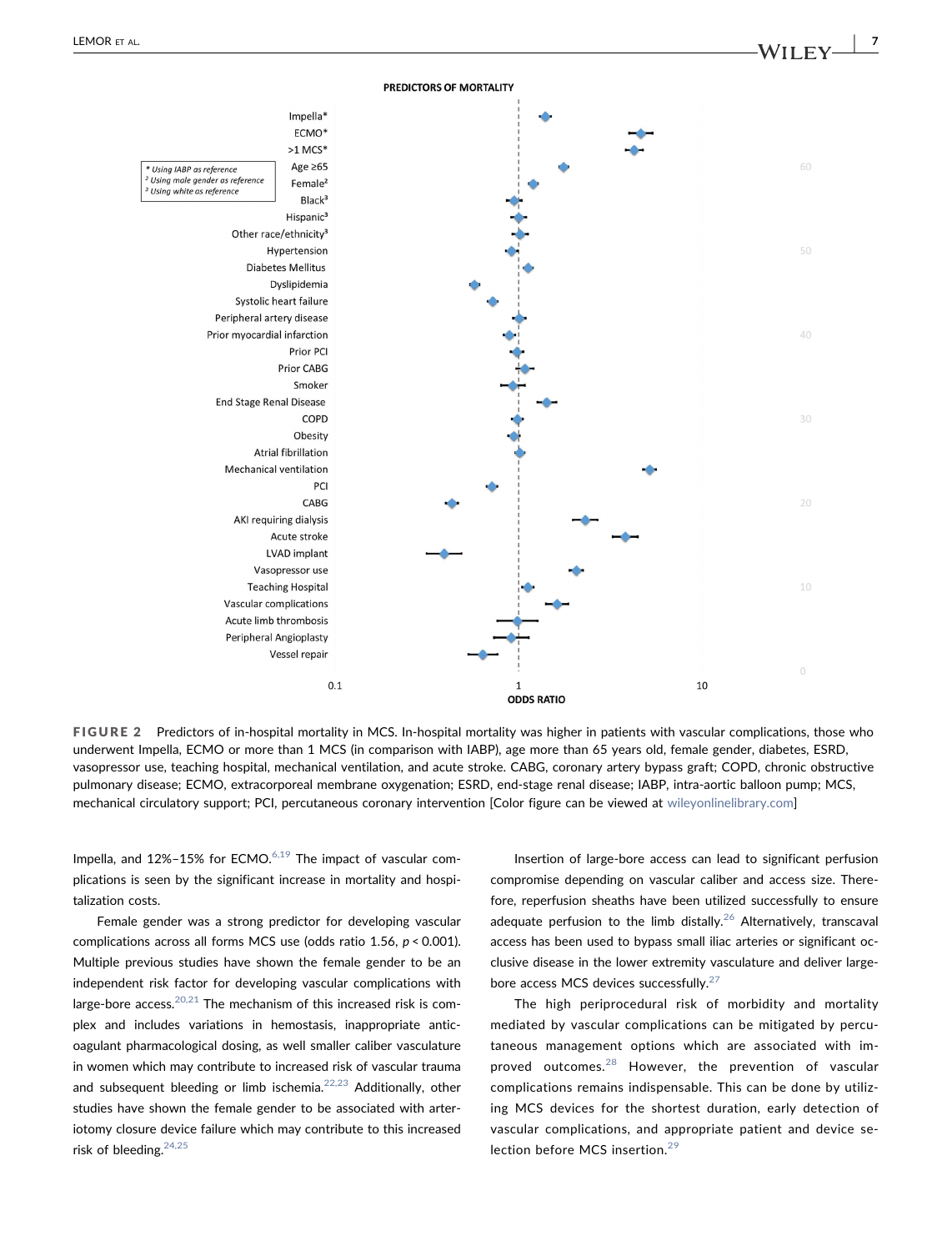**PREDICTORS OF MORTALITY**

* Using IABP as reference
² Using male gender as reference
³ Using white as reference

Impella*
ECMO*
>1 MCS*
Age ≥65
Female²
Black³
Hispanic³
Other race/ethnicity³
Hypertension
Diabetes Mellitus
Dyslipidemia
Systolic heart failure
Peripheral artery disease
Prior myocardial infarction
Prior PCI
Prior CABG
Smoker
End Stage Renal Disease
COPD
Obesity
Atrial fibrillation
Mechanical ventilation
PCI
CABG
AKI requiring dialysis
Acute stroke
LVAD implant
Vasopressor use
Teaching Hospital
Vascular complications
Acute limb thrombosis
Peripheral Angioplasty
Vessel repair

0.1 1 10
ODDS RATIO

**FIGURE 2** Predictors of in-hospital mortality in MCS. In-hospital mortality was higher in patients with vascular complications, those who underwent Impella, ECMO or more than 1 MCS (in comparison with IABP), age more than 65 years old, female gender, diabetes, ESRD, vasopressor use, teaching hospital, mechanical ventilation, and acute stroke. CABG, coronary artery bypass graft; COPD, chronic obstructive pulmonary disease; ECMO, extracorporeal membrane oxygenation; ESRD, end-stage renal disease; IABP, intra-aortic balloon pump; MCS, mechanical circulatory support; PCI, percutaneous coronary intervention [Color figure can be viewed at wileyonlinelibrary.com]

Impella, and 12%–15% for ECMO.[6,19] The impact of vascular complications is seen by the significant increase in mortality and hospitalization costs.

Female gender was a strong predictor for developing vascular complications across all forms MCS use (odds ratio 1.56, $p < 0.001$). Multiple previous studies have shown the female gender to be an independent risk factor for developing vascular complications with large-bore access.[20,21] The mechanism of this increased risk is complex and includes variations in hemostasis, inappropriate anticoagulant pharmacological dosing, as well smaller caliber vasculature in women which may contribute to increased risk of vascular trauma and subsequent bleeding or limb ischemia.[22,23] Additionally, other studies have shown the female gender to be associated with arteriotomy closure device failure which may contribute to this increased risk of bleeding.[24,25]

Insertion of large-bore access can lead to significant perfusion compromise depending on vascular caliber and access size. Therefore, reperfusion sheaths have been utilized successfully to ensure adequate perfusion to the limb distally.[26] Alternatively, transcaval access has been used to bypass small iliac arteries or significant occlusive disease in the lower extremity vasculature and deliver large-bore access MCS devices successfully.[27]

The high periprocedural risk of morbidity and mortality mediated by vascular complications can be mitigated by percutaneous management options which are associated with improved outcomes.[28] However, the prevention of vascular complications remains indispensable. This can be done by utilizing MCS devices for the shortest duration, early detection of vascular complications, and appropriate patient and device selection before MCS insertion.[29]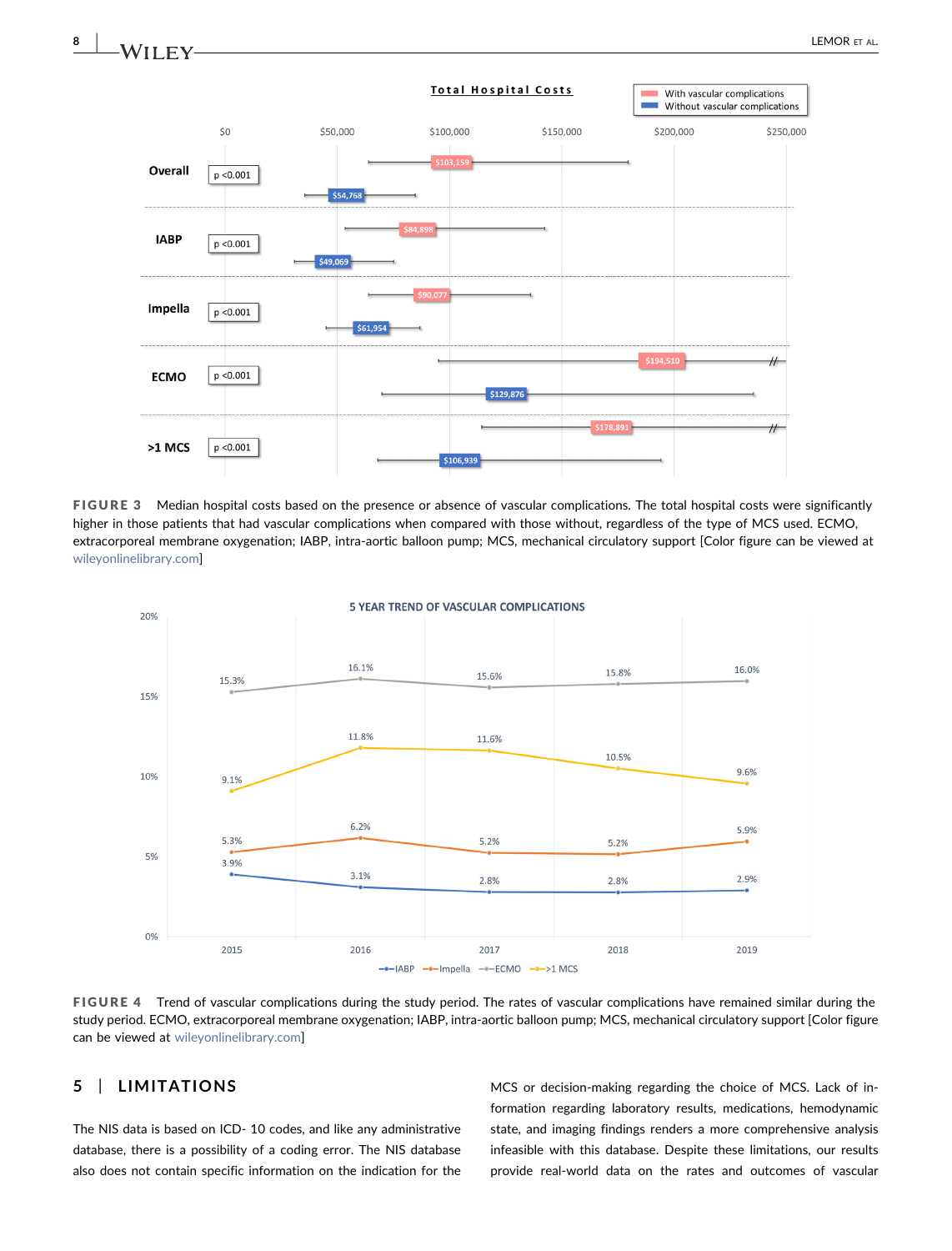FIGURE 3 Median hospital costs based on the presence or absence of vascular complications. The total hospital costs were significantly higher in those patients that had vascular complications when compared with those without, regardless of the type of MCS used. ECMO, extracorporeal membrane oxygenation; IABP, intra-aortic balloon pump; MCS, mechanical circulatory support [Color figure can be viewed at wileyonlinelibrary.com]

FIGURE 4 Trend of vascular complications during the study period. The rates of vascular complications have remained similar during the study period. ECMO, extracorporeal membrane oxygenation; IABP, intra-aortic balloon pump; MCS, mechanical circulatory support [Color figure can be viewed at wileyonlinelibrary.com]

## 5 | LIMITATIONS

The NIS data is based on ICD- 10 codes, and like any administrative database, there is a possibility of a coding error. The NIS database also does not contain specific information on the indication for the MCS or decision-making regarding the choice of MCS. Lack of information regarding laboratory results, medications, hemodynamic state, and imaging findings renders a more comprehensive analysis infeasible with this database. Despite these limitations, our results provide real-world data on the rates and outcomes of vascular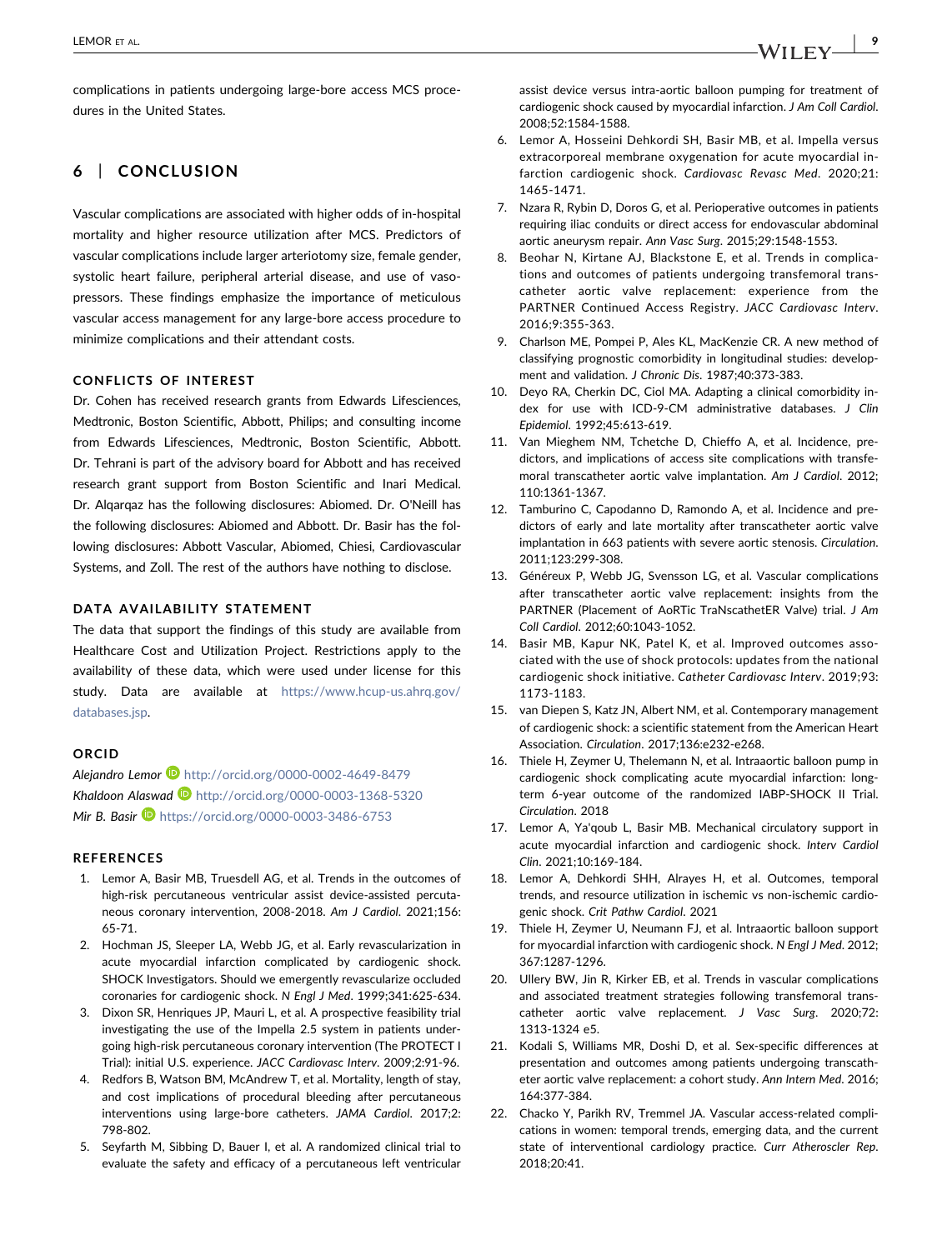complications in patients undergoing large-bore access MCS procedures in the United States.

## 6 | CONCLUSION

Vascular complications are associated with higher odds of in-hospital mortality and higher resource utilization after MCS. Predictors of vascular complications include larger arteriotomy size, female gender, systolic heart failure, peripheral arterial disease, and use of vasopressors. These findings emphasize the importance of meticulous vascular access management for any large-bore access procedure to minimize complications and their attendant costs.

### CONFLICTS OF INTEREST

Dr. Cohen has received research grants from Edwards Lifesciences, Medtronic, Boston Scientific, Abbott, Philips; and consulting income from Edwards Lifesciences, Medtronic, Boston Scientific, Abbott. Dr. Tehrani is part of the advisory board for Abbott and has received research grant support from Boston Scientific and Inari Medical. Dr. Alqarqaz has the following disclosures: Abiomed. Dr. O'Neill has the following disclosures: Abiomed and Abbott. Dr. Basir has the following disclosures: Abbott Vascular, Abiomed, Chiesi, Cardiovascular Systems, and Zoll. The rest of the authors have nothing to disclose.

### DATA AVAILABILITY STATEMENT

The data that support the findings of this study are available from Healthcare Cost and Utilization Project. Restrictions apply to the availability of these data, which were used under license for this study. Data are available at https://www.hcup-us.ahrq.gov/databases.jsp.

### ORCID

*Alejandro Lemor* http://orcid.org/0000-0002-4649-8479
*Khaldoon Alaswad* http://orcid.org/0000-0003-1368-5320
*Mir B. Basir* https://orcid.org/0000-0003-3486-6753

### REFERENCES

1. Lemor A, Basir MB, Truesdell AG, et al. Trends in the outcomes of high-risk percutaneous ventricular assist device-assisted percutaneous coronary intervention, 2008-2018. *Am J Cardiol*. 2021;156:65-71.
2. Hochman JS, Sleeper LA, Webb JG, et al. Early revascularization in acute myocardial infarction complicated by cardiogenic shock. SHOCK Investigators. Should we emergently revascularize occluded coronaries for cardiogenic shock. *N Engl J Med*. 1999;341:625-634.
3. Dixon SR, Henriques JP, Mauri L, et al. A prospective feasibility trial investigating the use of the Impella 2.5 system in patients undergoing high-risk percutaneous coronary intervention (The PROTECT I Trial): initial U.S. experience. *JACC Cardiovasc Interv*. 2009;2:91-96.
4. Redfors B, Watson BM, McAndrew T, et al. Mortality, length of stay, and cost implications of procedural bleeding after percutaneous interventions using large-bore catheters. *JAMA Cardiol*. 2017;2:798-802.
5. Seyfarth M, Sibbing D, Bauer I, et al. A randomized clinical trial to evaluate the safety and efficacy of a percutaneous left ventricular assist device versus intra-aortic balloon pumping for treatment of cardiogenic shock caused by myocardial infarction. *J Am Coll Cardiol*. 2008;52:1584-1588.
6. Lemor A, Hosseini Dehkordi SH, Basir MB, et al. Impella versus extracorporeal membrane oxygenation for acute myocardial infarction cardiogenic shock. *Cardiovasc Revasc Med*. 2020;21:1465-1471.
7. Nzara R, Rybin D, Doros G, et al. Perioperative outcomes in patients requiring iliac conduits or direct access for endovascular abdominal aortic aneurysm repair. *Ann Vasc Surg*. 2015;29:1548-1553.
8. Beohar N, Kirtane AJ, Blackstone E, et al. Trends in complications and outcomes of patients undergoing transfemoral transcatheter aortic valve replacement: experience from the PARTNER Continued Access Registry. *JACC Cardiovasc Interv*. 2016;9:355-363.
9. Charlson ME, Pompei P, Ales KL, MacKenzie CR. A new method of classifying prognostic comorbidity in longitudinal studies: development and validation. *J Chronic Dis*. 1987;40:373-383.
10. Deyo RA, Cherkin DC, Ciol MA. Adapting a clinical comorbidity index for use with ICD-9-CM administrative databases. *J Clin Epidemiol*. 1992;45:613-619.
11. Van Mieghem NM, Tchetche D, Chieffo A, et al. Incidence, predictors, and implications of access site complications with transfemoral transcatheter aortic valve implantation. *Am J Cardiol*. 2012;110:1361-1367.
12. Tamburino C, Capodanno D, Ramondo A, et al. Incidence and predictors of early and late mortality after transcatheter aortic valve implantation in 663 patients with severe aortic stenosis. *Circulation*. 2011;123:299-308.
13. Généreux P, Webb JG, Svensson LG, et al. Vascular complications after transcatheter aortic valve replacement: insights from the PARTNER (Placement of AoRTic TraNscathetER Valve) trial. *J Am Coll Cardiol*. 2012;60:1043-1052.
14. Basir MB, Kapur NK, Patel K, et al. Improved outcomes associated with the use of shock protocols: updates from the national cardiogenic shock initiative. *Catheter Cardiovasc Interv*. 2019;93:1173-1183.
15. van Diepen S, Katz JN, Albert NM, et al. Contemporary management of cardiogenic shock: a scientific statement from the American Heart Association. *Circulation*. 2017;136:e232-e268.
16. Thiele H, Zeymer U, Thelemann N, et al. Intraaortic balloon pump in cardiogenic shock complicating acute myocardial infarction: long-term 6-year outcome of the randomized IABP-SHOCK II Trial. *Circulation*. 2018
17. Lemor A, Ya'qoub L, Basir MB. Mechanical circulatory support in acute myocardial infarction and cardiogenic shock. *Interv Cardiol Clin*. 2021;10:169-184.
18. Lemor A, Dehkordi SHH, Alrayes H, et al. Outcomes, temporal trends, and resource utilization in ischemic vs non-ischemic cardiogenic shock. *Crit Pathw Cardiol*. 2021
19. Thiele H, Zeymer U, Neumann FJ, et al. Intraaortic balloon support for myocardial infarction with cardiogenic shock. *N Engl J Med*. 2012;367:1287-1296.
20. Ullery BW, Jin R, Kirker EB, et al. Trends in vascular complications and associated treatment strategies following transfemoral transcatheter aortic valve replacement. *J Vasc Surg*. 2020;72:1313-1324 e5.
21. Kodali S, Williams MR, Doshi D, et al. Sex-specific differences at presentation and outcomes among patients undergoing transcatheter aortic valve replacement: a cohort study. *Ann Intern Med*. 2016;164:377-384.
22. Chacko Y, Parikh RV, Tremmel JA. Vascular access-related complications in women: temporal trends, emerging data, and the current state of interventional cardiology practice. *Curr Atheroscler Rep*. 2018;20:41.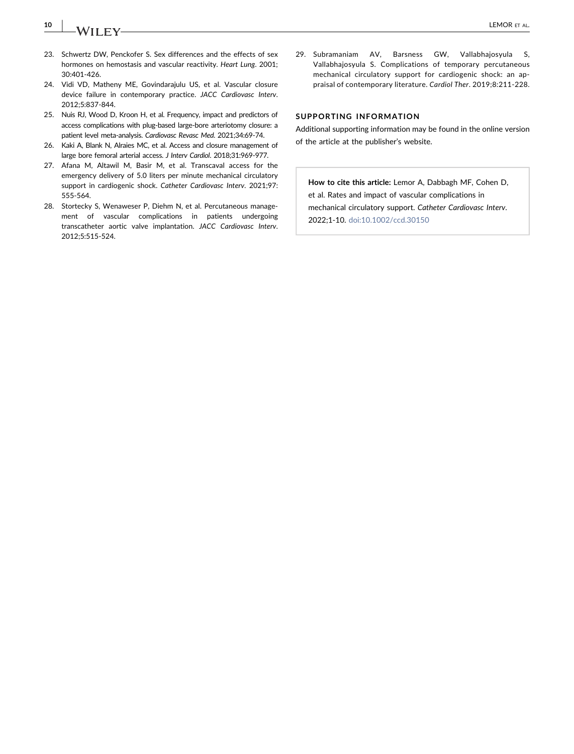23. Schwertz DW, Penckofer S. Sex differences and the effects of sex hormones on hemostasis and vascular reactivity. *Heart Lung*. 2001; 30:401-426.
24. Vidi VD, Matheny ME, Govindarajulu US, et al. Vascular closure device failure in contemporary practice. *JACC Cardiovasc Interv*. 2012;5:837-844.
25. Nuis RJ, Wood D, Kroon H, et al. Frequency, impact and predictors of access complications with plug-based large-bore arteriotomy closure: a patient level meta-analysis. *Cardiovasc Revasc Med*. 2021;34:69-74.
26. Kaki A, Blank N, Alraies MC, et al. Access and closure management of large bore femoral arterial access. *J Interv Cardiol*. 2018;31:969-977.
27. Afana M, Altawil M, Basir M, et al. Transcaval access for the emergency delivery of 5.0 liters per minute mechanical circulatory support in cardiogenic shock. *Catheter Cardiovasc Interv*. 2021;97: 555-564.
28. Stortecky S, Wenaweser P, Diehm N, et al. Percutaneous management of vascular complications in patients undergoing transcatheter aortic valve implantation. *JACC Cardiovasc Interv*. 2012;5:515-524.
29. Subramaniam AV, Barsness GW, Vallabhajosyula S, Vallabhajosyula S. Complications of temporary percutaneous mechanical circulatory support for cardiogenic shock: an appraisal of contemporary literature. *Cardiol Ther*. 2019;8:211-228.

## SUPPORTING INFORMATION

Additional supporting information may be found in the online version of the article at the publisher's website.

**How to cite this article:** Lemor A, Dabbagh MF, Cohen D, et al. Rates and impact of vascular complications in mechanical circulatory support. *Catheter Cardiovasc Interv*. 2022;1-10. doi:10.1002/ccd.30150